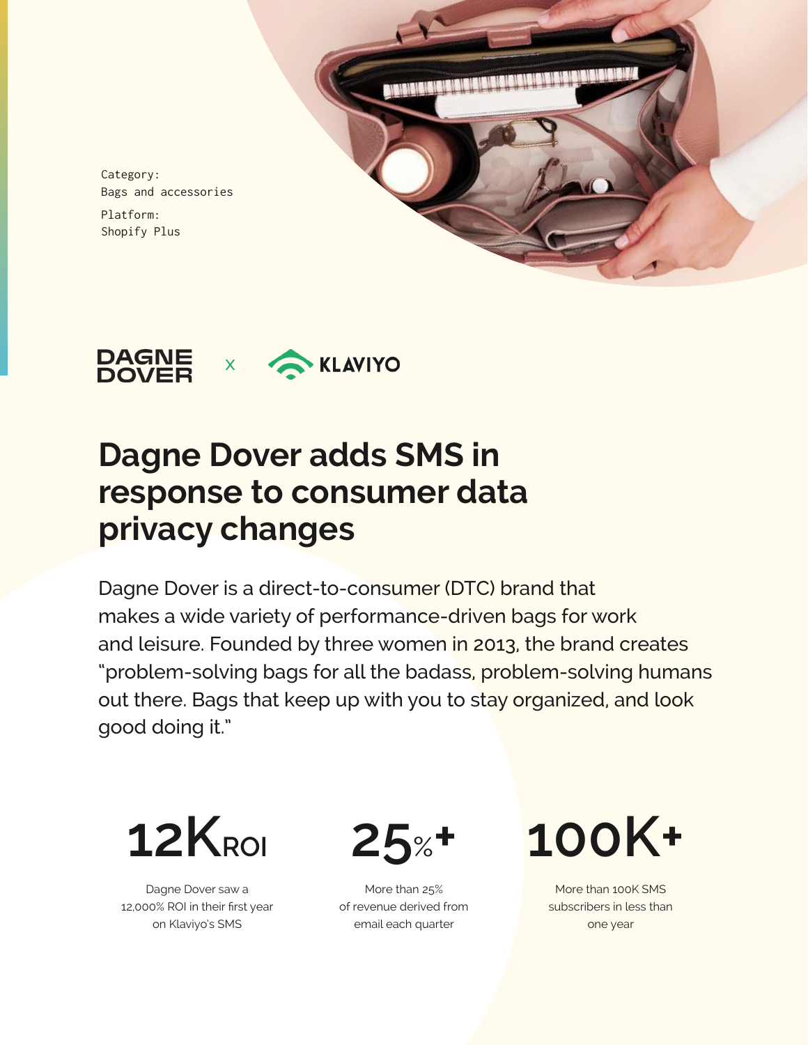Category:
Bags and accessories

Platform:
Shopify Plus

DAGNE DOVER x KLAVIYO

# Dagne Dover adds SMS in response to consumer data privacy changes

Dagne Dover is a direct-to-consumer (DTC) brand that makes a wide variety of performance-driven bags for work and leisure. Founded by three women in 2013, the brand creates "problem-solving bags for all the badass, problem-solving humans out there. Bags that keep up with you to stay organized, and look good doing it."

**12K ROI**

Dagne Dover saw a 12,000% ROI in their first year on Klaviyo's SMS

**25%+**

More than 25% of revenue derived from email each quarter

**100K+**

More than 100K SMS subscribers in less than one year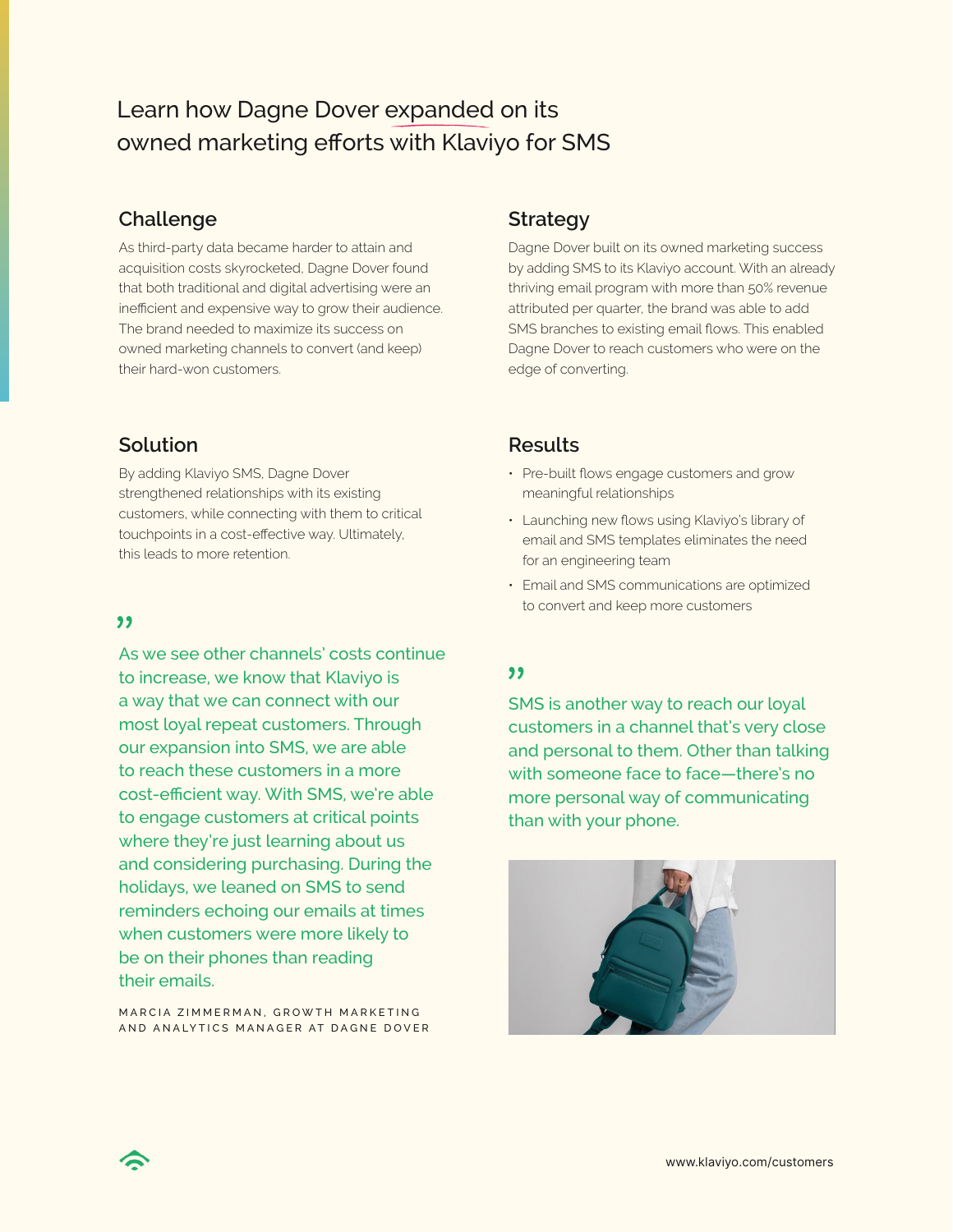# Learn how Dagne Dover expanded on its owned marketing efforts with Klaviyo for SMS

## Challenge

As third-party data became harder to attain and acquisition costs skyrocketed, Dagne Dover found that both traditional and digital advertising were an inefficient and expensive way to grow their audience. The brand needed to maximize its success on owned marketing channels to convert (and keep) their hard-won customers.

## Strategy

Dagne Dover built on its owned marketing success by adding SMS to its Klaviyo account. With an already thriving email program with more than 50% revenue attributed per quarter, the brand was able to add SMS branches to existing email flows. This enabled Dagne Dover to reach customers who were on the edge of converting.

## Solution

By adding Klaviyo SMS, Dagne Dover strengthened relationships with its existing customers, while connecting with them to critical touchpoints in a cost-effective way. Ultimately, this leads to more retention.

> As we see other channels' costs continue to increase, we know that Klaviyo is a way that we can connect with our most loyal repeat customers. Through our expansion into SMS, we are able to reach these customers in a more cost-efficient way. With SMS, we're able to engage customers at critical points where they're just learning about us and considering purchasing. During the holidays, we leaned on SMS to send reminders echoing our emails at times when customers were more likely to be on their phones than reading their emails.

MARCIA ZIMMERMAN, GROWTH MARKETING AND ANALYTICS MANAGER AT DAGNE DOVER

## Results

- Pre-built flows engage customers and grow meaningful relationships
- Launching new flows using Klaviyo's library of email and SMS templates eliminates the need for an engineering team
- Email and SMS communications are optimized to convert and keep more customers

> SMS is another way to reach our loyal customers in a channel that's very close and personal to them. Other than talking with someone face to face—there's no more personal way of communicating than with your phone.

www.klaviyo.com/customers